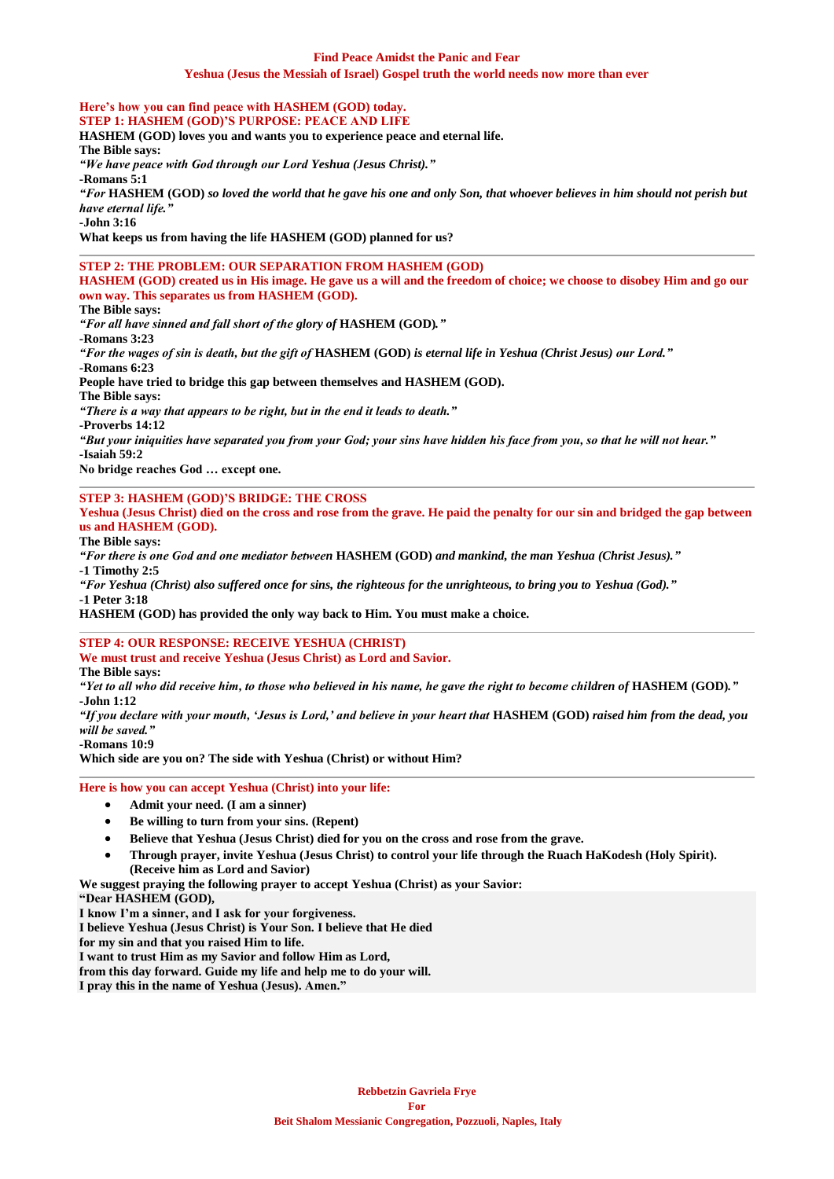## Find Peace Amidst the Panic and Fear

### Yeshua (Jesus the Messiah of Israel) Gospel truth the world needs now more than ever

**Here's how you can find peace with HASHEM (GOD) today.**

**STEP 1: HASHEM (GOD)'S PURPOSE: PEACE AND LIFE**

**HASHEM (GOD) loves you and wants you to experience peace and eternal life.**

**The Bible says:**

***"We have peace with God through our Lord Yeshua (Jesus Christ)."***

**-Romans 5:1**

***"For* HASHEM (GOD) *so loved the world that he gave his one and only Son, that whoever believes in him should not perish but have eternal life."***

**-John 3:16**

**What keeps us from having the life HASHEM (GOD) planned for us?**

---

**STEP 2: THE PROBLEM: OUR SEPARATION FROM HASHEM (GOD)**

**HASHEM (GOD) created us in His image. He gave us a will and the freedom of choice; we choose to disobey Him and go our own way. This separates us from HASHEM (GOD).**

**The Bible says:**

***"For all have sinned and fall short of the glory of* HASHEM (GOD)*."***

**-Romans 3:23**

***"For the wages of sin is death, but the gift of* HASHEM (GOD) *is eternal life in Yeshua (Christ Jesus) our Lord."***

**-Romans 6:23**

**People have tried to bridge this gap between themselves and HASHEM (GOD).**

**The Bible says:**

***"There is a way that appears to be right, but in the end it leads to death."***

**-Proverbs 14:12**

***"But your iniquities have separated you from your God; your sins have hidden his face from you, so that he will not hear."***

**-Isaiah 59:2**

**No bridge reaches God … except one.**

---

**STEP 3: HASHEM (GOD)'S BRIDGE: THE CROSS**

**Yeshua (Jesus Christ) died on the cross and rose from the grave. He paid the penalty for our sin and bridged the gap between us and HASHEM (GOD).**

**The Bible says:**

***"For there is one God and one mediator between* HASHEM (GOD) *and mankind, the man Yeshua (Christ Jesus)."***

**-1 Timothy 2:5**

***"For Yeshua (Christ) also suffered once for sins, the righteous for the unrighteous, to bring you to Yeshua (God)."***

**-1 Peter 3:18**

**HASHEM (GOD) has provided the only way back to Him. You must make a choice.**

---

**STEP 4: OUR RESPONSE: RECEIVE YESHUA (CHRIST)**

**We must trust and receive Yeshua (Jesus Christ) as Lord and Savior.**

**The Bible says:**

***"Yet to all who did receive him, to those who believed in his name, he gave the right to become children of* HASHEM (GOD)*."***

**-John 1:12**

***"If you declare with your mouth, 'Jesus is Lord,' and believe in your heart that* HASHEM (GOD) *raised him from the dead, you will be saved."***

**-Romans 10:9**

**Which side are you on? The side with Yeshua (Christ) or without Him?**

---

**Here is how you can accept Yeshua (Christ) into your life:**

- **Admit your need. (I am a sinner)**
- **Be willing to turn from your sins. (Repent)**
- **Believe that Yeshua (Jesus Christ) died for you on the cross and rose from the grave.**
- **Through prayer, invite Yeshua (Jesus Christ) to control your life through the Ruach HaKodesh (Holy Spirit). (Receive him as Lord and Savior)**

**We suggest praying the following prayer to accept Yeshua (Christ) as your Savior:**

**"Dear HASHEM (GOD),**
**I know I'm a sinner, and I ask for your forgiveness.**
**I believe Yeshua (Jesus Christ) is Your Son. I believe that He died**
**for my sin and that you raised Him to life.**
**I want to trust Him as my Savior and follow Him as Lord,**
**from this day forward. Guide my life and help me to do your will.**
**I pray this in the name of Yeshua (Jesus). Amen."**

**Rebbetzin Gavriela Frye**
**For**
**Beit Shalom Messianic Congregation, Pozzuoli, Naples, Italy**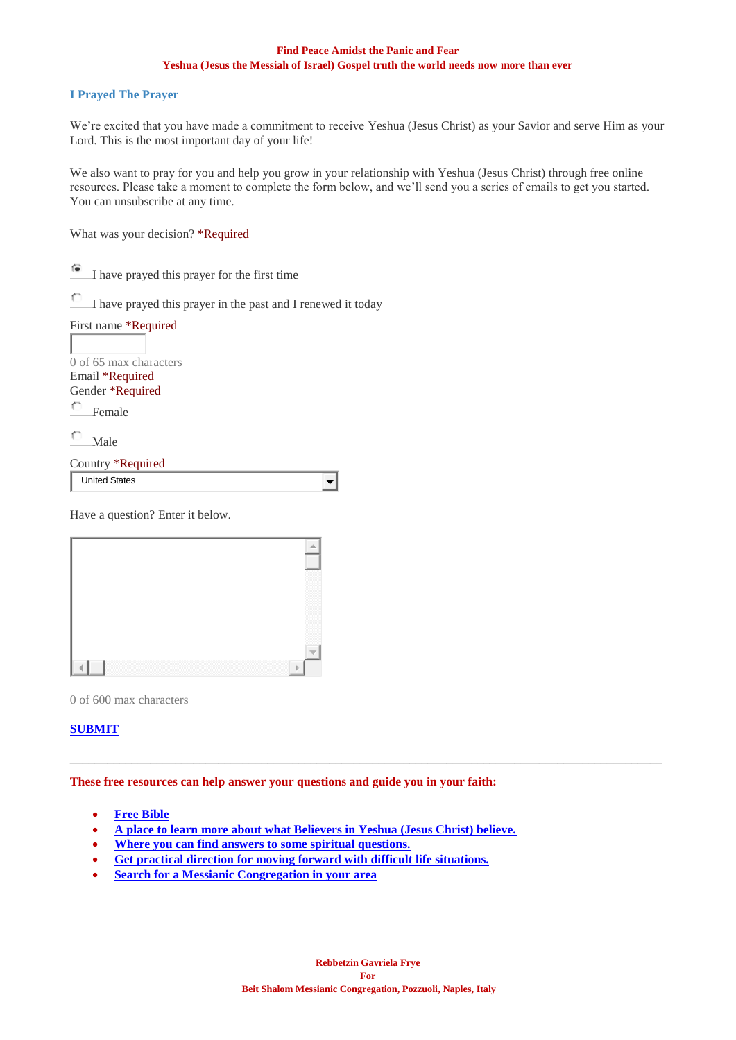**Find Peace Amidst the Panic and Fear**
**Yeshua (Jesus the Messiah of Israel) Gospel truth the world needs now more than ever**

### I Prayed The Prayer

We're excited that you have made a commitment to receive Yeshua (Jesus Christ) as your Savior and serve Him as your Lord. This is the most important day of your life!

We also want to pray for you and help you grow in your relationship with Yeshua (Jesus Christ) through free online resources. Please take a moment to complete the form below, and we'll send you a series of emails to get you started. You can unsubscribe at any time.

What was your decision? *Required

- I have prayed this prayer for the first time
- I have prayed this prayer in the past and I renewed it today

First name *Required

0 of 65 max characters

Email *Required

Gender *Required

- Female
- Male

Country *Required

United States

Have a question? Enter it below.

0 of 600 max characters

**SUBMIT**

---

**These free resources can help answer your questions and guide you in your faith:**

- **Free Bible**
- **A place to learn more about what Believers in Yeshua (Jesus Christ) believe.**
- **Where you can find answers to some spiritual questions.**
- **Get practical direction for moving forward with difficult life situations.**
- **Search for a Messianic Congregation in your area**

**Rebbetzin Gavriela Frye**
**For**
**Beit Shalom Messianic Congregation, Pozzuoli, Naples, Italy**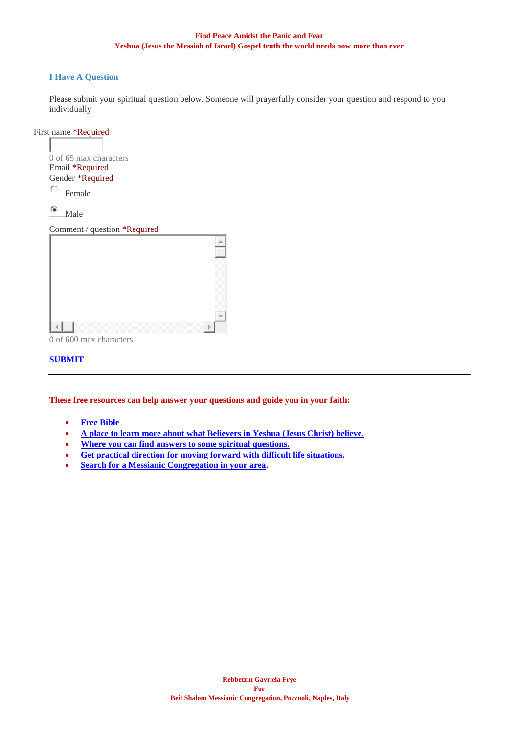**Find Peace Amidst the Panic and Fear**
**Yeshua (Jesus the Messiah of Israel) Gospel truth the world needs now more than ever**

### I Have A Question

Please submit your spiritual question below. Someone will prayerfully consider your question and respond to you individually

First name *Required

0 of 65 max characters

Email *Required

Gender *Required

Female

Male

Comment / question *Required

0 of 600 max characters

**SUBMIT**

---

**These free resources can help answer your questions and guide you in your faith:**

- **Free Bible**
- **A place to learn more about what Believers in Yeshua (Jesus Christ) believe.**
- **Where you can find answers to some spiritual questions.**
- **Get practical direction for moving forward with difficult life situations.**
- **Search for a Messianic Congregation in your area.**

**Rebbetzin Gavriela Frye**
**For**
**Beit Shalom Messianic Congregation, Pozzuoli, Naples, Italy**